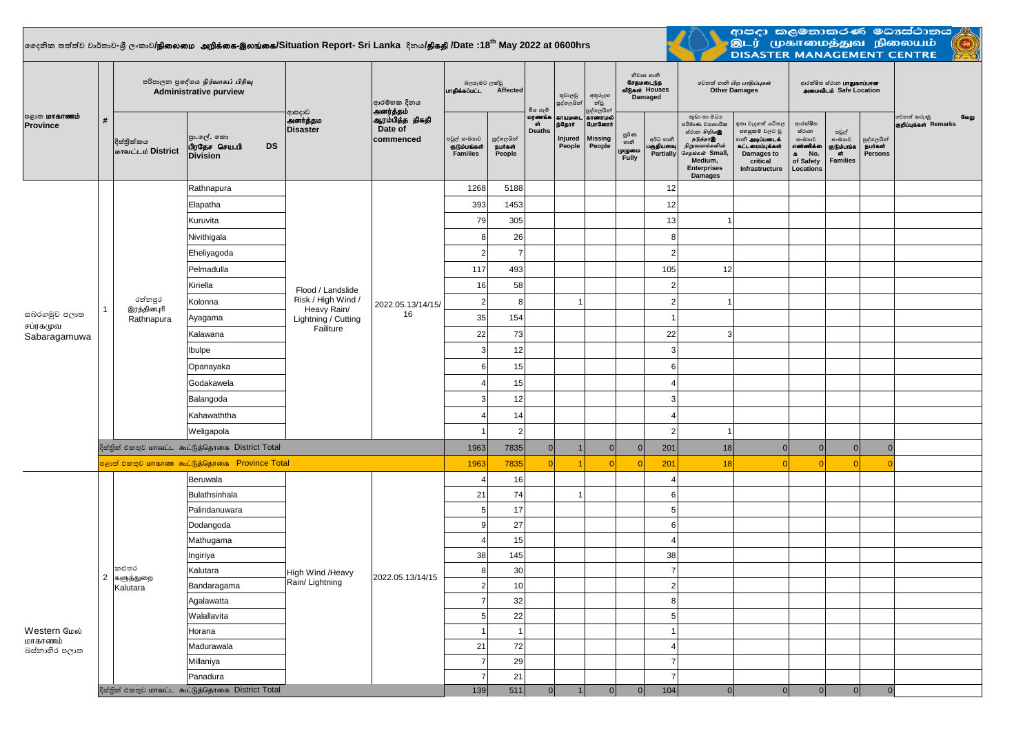# දෛනික තත්ත්ව වාර්තාව-ශ්‍රී ලංකාව/நிலைமை அறிக்கை-இலங்கை/Situation Report- Sri Lanka දිනය/திகதி /Date :18th May 2022 at 0600hrs

ආපදා කළමනාකරණ මධ්‍යස්ථානය
இடர் முகாமைத்துவ நிலையம்
DISASTER MANAGEMENT CENTRE

| පළාත மாகாணம் Province | # | පරිපාලන ප්‍රදේශය நிர்வாகப் பிரிவு Administrative purview | | ආපදාව அனர்த்தம Disaster | ආරම්භක දිනය அனர்த்தம் ஆரம்பித்த திகதி Date of commenced | බලපෑමට ලක්වූ பாதிக்கப்பட்ட Affected | | මිය යෑම් மரணங்கள் Deaths | තුවාලවූ පුද්ගලයින් காயமடைந்தோர் Injured People | අතුරුදහන් වූ පුද්ගලයින් காணாமல் போனோர் Missing People | නිවාස හානි சேதமடைந்த வீடுகள் Houses Damaged | | වෙනත් හානි பிற பாதிப்புகள் Other Damages | | ආරක්ෂිත ස්ථාන பாதுகாப்பான அமைவிடம் Safe Location | | | වෙනත් කරුණු வேறு குறிப்புக்கள் Remarks |
|---|---|---|---|---|---|---|---|---|---|---|---|---|---|---|---|---|---|---|
| | | දිස්ත්‍රික්කය மாவட்டம் District | ප්‍රා.ලේ. කො பிரதேச செய.பி DS Division | | | පවුල් සංඛ්‍යාව குடும்பங்கள் Families | පුද්ගලයින් நபர்கள் People | | | | පූර්ණ හානි முழுமை Fully | අර්ධ හානි பகுதியளவு Partially | කුඩා හා මධ්‍ය පරිමාණ ව්‍යාපාරික ස්ථාන සිදුවූ හානි Small, Medium, Enterprises Damages | ඉතා වැදගත් යටිතල පහසුකම් වලට වූ හානි Damages to critical Infrastructure | ආරක්ෂිත ස්ථාන සංඛ්‍යාව No. of Safety Locations | පවුල් සංඛ්‍යාව குடும்பங்கள் Families | පුද්ගලයින් நபர்கள் Persons | |
| සබරගමුව පළාත சப்ரகமுவ Sabaragamuwa | 1 | රත්නපුර இரத்தினபுரி Rathnapura | Rathnapura | Flood / Landslide Risk / High Wind / Heavy Rain/ Lightning / Cutting Failiture | 2022.05.13/14/15/16 | 1268 | 5188 | | | | | 12 | | | | | | |
| | | | Elapatha | | | 393 | 1453 | | | | | 12 | | | | | | |
| | | | Kuruvita | | | 79 | 305 | | | | | 13 | 1 | | | | | |
| | | | Nivithigala | | | 8 | 26 | | | | | 8 | | | | | | |
| | | | Eheliyagoda | | | 2 | 7 | | | | | 2 | | | | | | |
| | | | Pelmadulla | | | 117 | 493 | | | | | 105 | 12 | | | | | |
| | | | Kiriella | | | 16 | 58 | | | | | 2 | | | | | | |
| | | | Kolonna | | | 2 | 8 | | 1 | | | 2 | 1 | | | | | |
| | | | Ayagama | | | 35 | 154 | | | | | 1 | | | | | | |
| | | | Kalawana | | | 22 | 73 | | | | | 22 | 3 | | | | | |
| | | | Ibulpe | | | 3 | 12 | | | | | 3 | | | | | | |
| | | | Opanayaka | | | 6 | 15 | | | | | 6 | | | | | | |
| | | | Godakawela | | | 4 | 15 | | | | | 4 | | | | | | |
| | | | Balangoda | | | 3 | 12 | | | | | 3 | | | | | | |
| | | | Kahawaththa | | | 4 | 14 | | | | | 4 | | | | | | |
| | | | Weligapola | | | 1 | 2 | | | | | 2 | 1 | | | | | |
| | | දිස්ත්‍රික් එකතුව மாவட்ட கூட்டுத்தொகை District Total | | | | 1963 | 7835 | 0 | 1 | 0 | 0 | 201 | 18 | 0 | 0 | 0 | 0 | |
| | | පළාත් එකතුව மாகாண கூட்டுத்தொகை Province Total | | | | 1963 | 7835 | 0 | 1 | 0 | 0 | 201 | 18 | 0 | 0 | 0 | 0 | |
| Western மேல் மாகாணம் බස්නාහිර පළාත | 2 | කළුතර களுத்துறை Kalutara | Beruwala | High Wind /Heavy Rain/ Lightning | 2022.05.13/14/15 | 4 | 16 | | | | | 4 | | | | | | |
| | | | Bulathsinhala | | | 21 | 74 | | 1 | | | 6 | | | | | | |
| | | | Palindanuwara | | | 5 | 17 | | | | | 5 | | | | | | |
| | | | Dodangoda | | | 9 | 27 | | | | | 6 | | | | | | |
| | | | Mathugama | | | 4 | 15 | | | | | 4 | | | | | | |
| | | | Ingiriya | | | 38 | 145 | | | | | 38 | | | | | | |
| | | | Kalutara | | | 8 | 30 | | | | | 7 | | | | | | |
| | | | Bandaragama | | | 2 | 10 | | | | | 2 | | | | | | |
| | | | Agalawatta | | | 7 | 32 | | | | | 8 | | | | | | |
| | | | Walallavita | | | 5 | 22 | | | | | 5 | | | | | | |
| | | | Horana | | | 1 | 1 | | | | | 1 | | | | | | |
| | | | Madurawala | | | 21 | 72 | | | | | 4 | | | | | | |
| | | | Millaniya | | | 7 | 29 | | | | | 7 | | | | | | |
| | | | Panadura | | | 7 | 21 | | | | | 7 | | | | | | |
| | | දිස්ත්‍රික් එකතුව மாவட்ட கூட்டுத்தொகை District Total | | | | 139 | 511 | 0 | 1 | 0 | 0 | 104 | 0 | 0 | 0 | 0 | 0 | |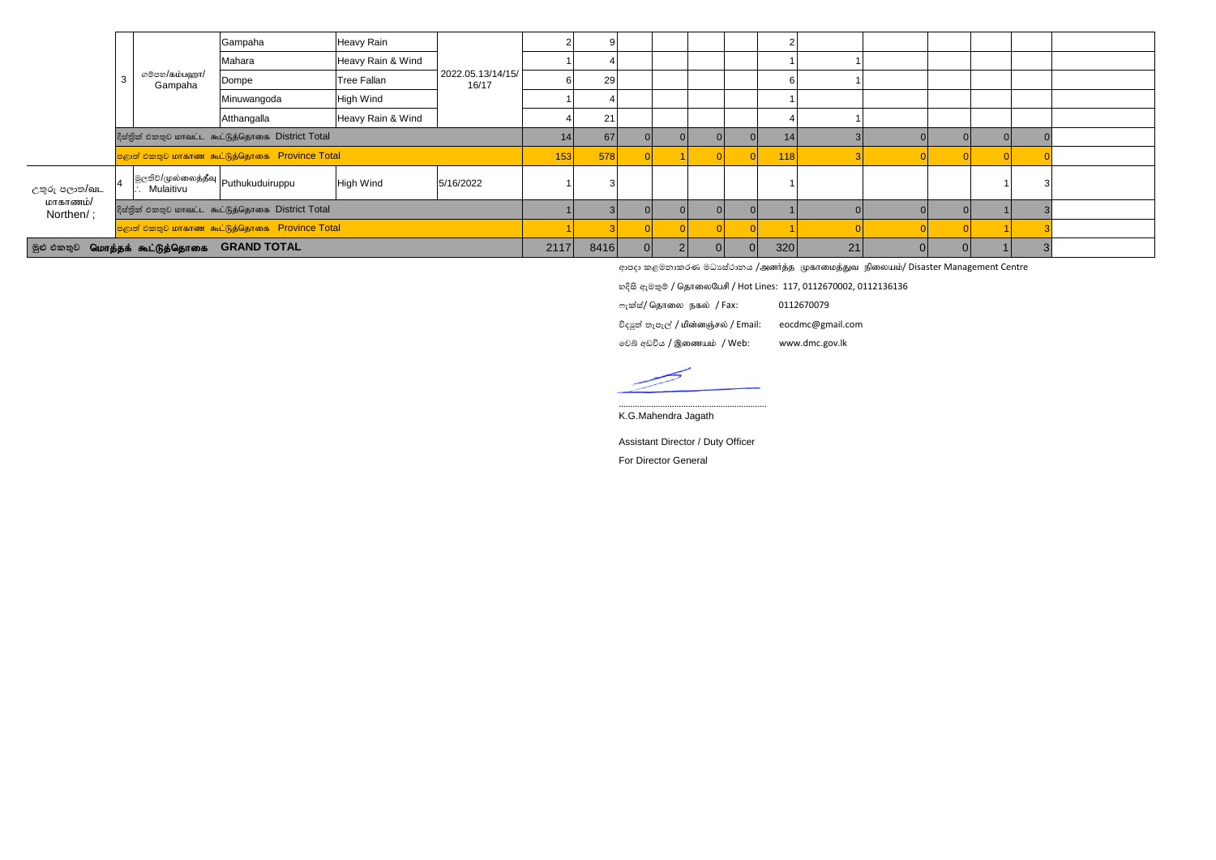| | | | | | | | | | | | | | | | | | | |
|---|---|---|---|---|---|---|---|---|---|---|---|---|---|---|---|---|---|---|
| | 3 | ගම්පහ/கம்பஹா/ Gampaha | Gampaha | Heavy Rain | 2022.05.13/14/15/ 16/17 | 2 | 9 | | | | | 2 | | | | | | |
| | | | Mahara | Heavy Rain & Wind | | 1 | 4 | | | | | 1 | 1 | | | | | |
| | | | Dompe | Tree Fallan | | 6 | 29 | | | | | 6 | 1 | | | | | |
| | | | Minuwangoda | High Wind | | 1 | 4 | | | | | 1 | | | | | | |
| | | | Atthangalla | Heavy Rain & Wind | | 4 | 21 | | | | | 4 | 1 | | | | | |
| | දිස්ත්‍රික් එකතුව மாவட்ட கூட்டுத்தொகை District Total | | | | | 14 | 67 | 0 | 0 | 0 | 0 | 14 | 3 | 0 | 0 | 0 | 0 | |
| | පළාත් එකතුව மாகாண கூட்டுத்தொகை Province Total | | | | | 153 | 578 | 0 | 1 | 0 | 0 | 118 | 3 | 0 | 0 | 0 | 0 | |
| උතුරු පලාත/வட மாகாணம்/ Northen/ ; | 4 | මුලතිව්/முல்லைத்தீவு ∴ Mulaitivu | Puthukuduiruppu | High Wind | 5/16/2022 | 1 | 3 | | | | | 1 | | | | 1 | 3 | |
| | දිස්ත්‍රික් එකතුව மாவட்ட கூட்டுத்தொகை District Total | | | | | 1 | 3 | 0 | 0 | 0 | 0 | 1 | 0 | 0 | 0 | 1 | 3 | |
| | පළාත් එකතුව மாகாண கூட்டுத்தொகை Province Total | | | | | 1 | 3 | 0 | 0 | 0 | 0 | 1 | 0 | 0 | 0 | 1 | 3 | |
| මුළු එකතුව **மொத்தக் கூட்டுத்தொகை GRAND TOTAL** | | | | | | 2117 | 8416 | 0 | 2 | 0 | 0 | 320 | 21 | 0 | 0 | 1 | 3 | |

ආපදා කළමනාකරණ මධ්‍යස්ථානය /அனர்த்த முகாமைத்துவ நிலையம்/ Disaster Management Centre

හදිසි ඇමතුම් / தொலைபேசி / Hot Lines: 117, 0112670002, 0112136136

ෆැක්ස්/ தொலை நகல் / Fax: 0112670079

විද්‍යුත් තැපැල් / மின்னஞ்சல் / Email: eocdmc@gmail.com

වෙබ් අඩවිය / இணையம் / Web: www.dmc.gov.lk

...............................................................

K.G.Mahendra Jagath

Assistant Director / Duty Officer

For Director General